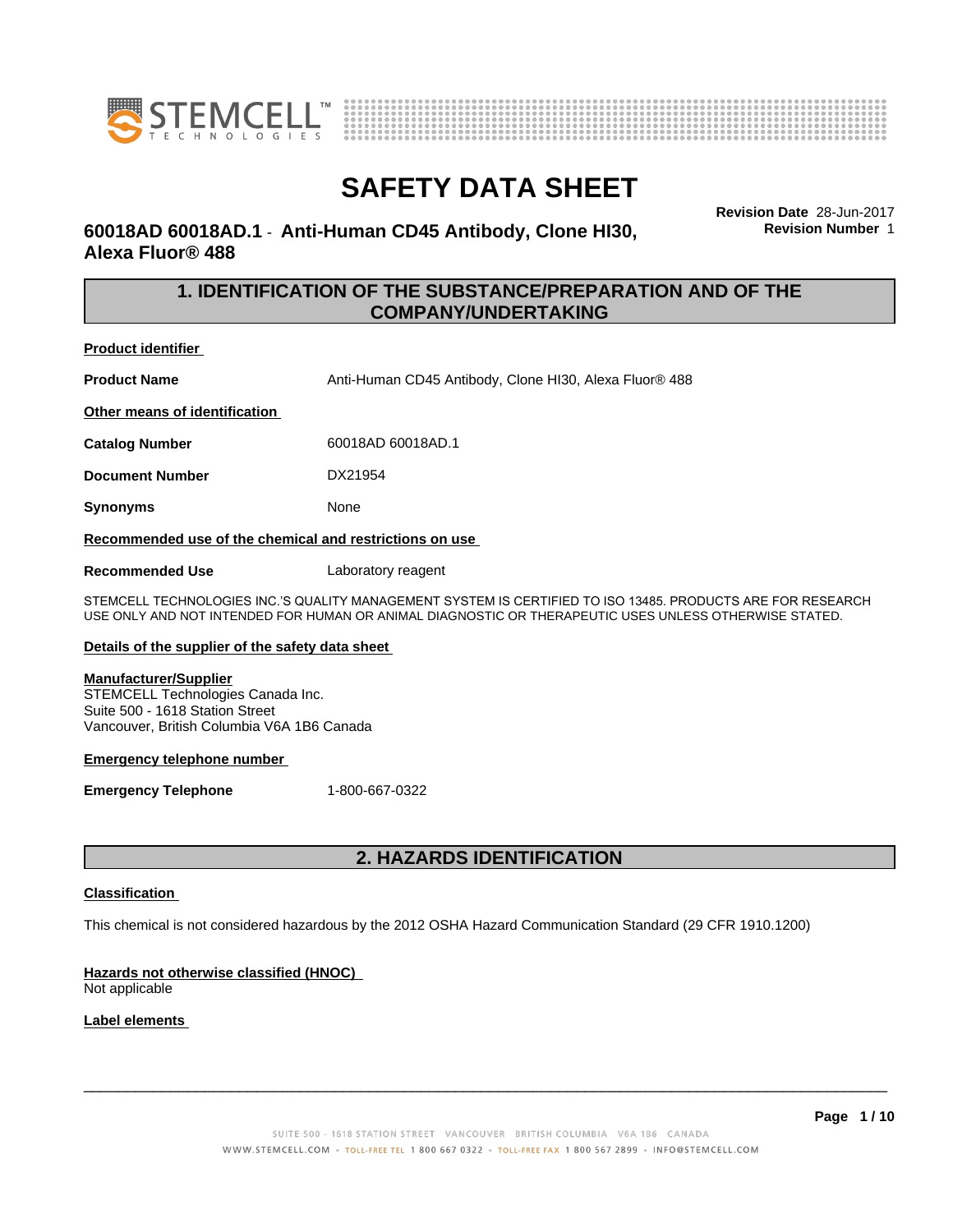# SAFETY DATA SHEET

## 60018AD 60018AD.1 - Anti-Human CD45 Antibody, Clone HI30, Alexa Fluor® 488

**Revision Date** 28-Jun-2017
**Revision Number** 1

## 1. IDENTIFICATION OF THE SUBSTANCE/PREPARATION AND OF THE COMPANY/UNDERTAKING

**Product identifier**

| | |
|---|---|
| **Product Name** | Anti-Human CD45 Antibody, Clone HI30, Alexa Fluor® 488 |

**Other means of identification**

| | |
|---|---|
| **Catalog Number** | 60018AD 60018AD.1 |
| **Document Number** | DX21954 |
| **Synonyms** | None |

**Recommended use of the chemical and restrictions on use**

| | |
|---|---|
| **Recommended Use** | Laboratory reagent |

STEMCELL TECHNOLOGIES INC.'S QUALITY MANAGEMENT SYSTEM IS CERTIFIED TO ISO 13485. PRODUCTS ARE FOR RESEARCH USE ONLY AND NOT INTENDED FOR HUMAN OR ANIMAL DIAGNOSTIC OR THERAPEUTIC USES UNLESS OTHERWISE STATED.

**Details of the supplier of the safety data sheet**

**Manufacturer/Supplier**
STEMCELL Technologies Canada Inc.
Suite 500 - 1618 Station Street
Vancouver, British Columbia V6A 1B6 Canada

**Emergency telephone number**

| | |
|---|---|
| **Emergency Telephone** | 1-800-667-0322 |

## 2. HAZARDS IDENTIFICATION

**Classification**

This chemical is not considered hazardous by the 2012 OSHA Hazard Communication Standard (29 CFR 1910.1200)

**Hazards not otherwise classified (HNOC)**
Not applicable

**Label elements**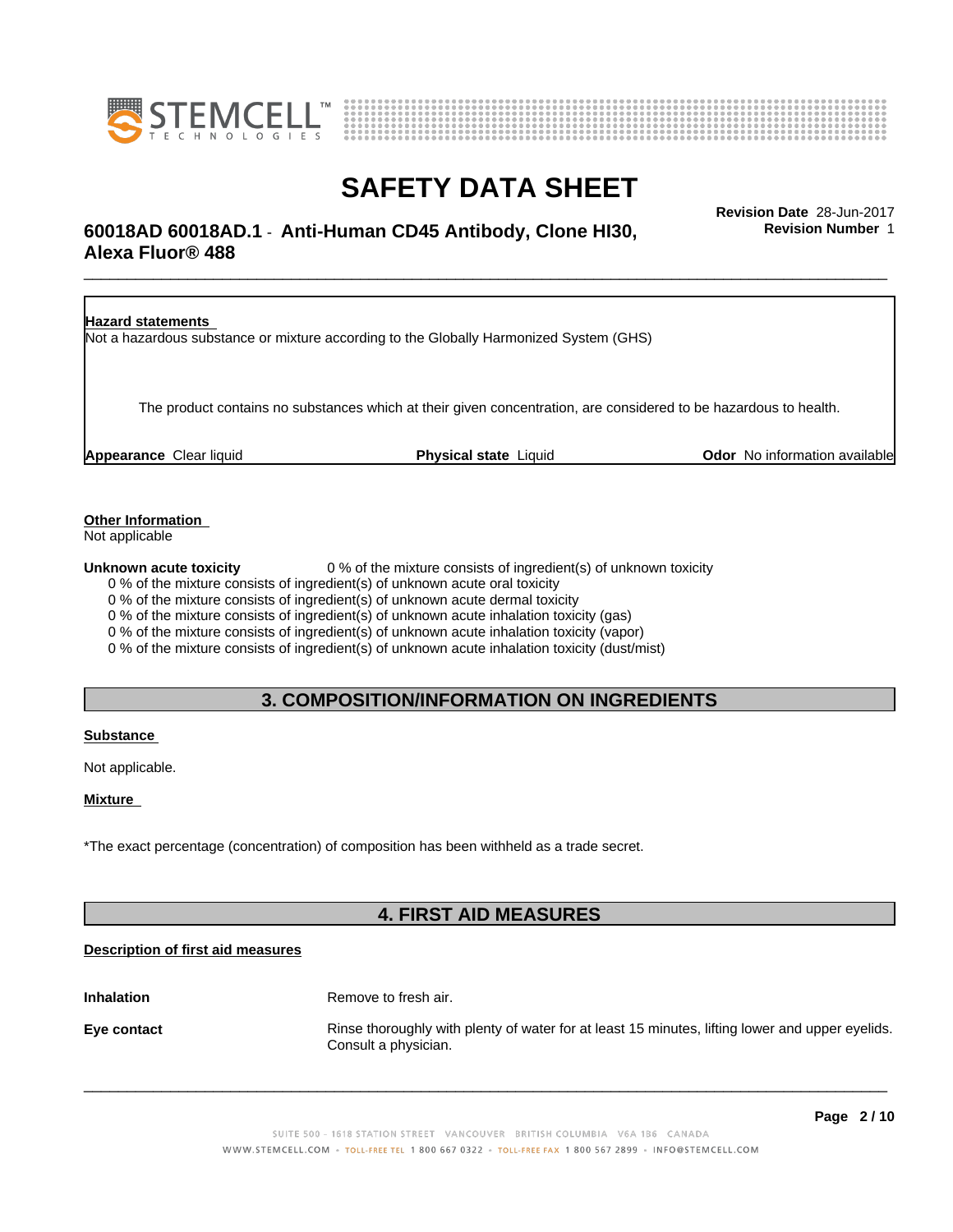**Hazard statements**

Not a hazardous substance or mixture according to the Globally Harmonized System (GHS)

The product contains no substances which at their given concentration, are considered to be hazardous to health.

**Appearance** Clear liquid **Physical state** Liquid **Odor** No information available

**Other Information**

Not applicable

**Unknown acute toxicity** 0 % of the mixture consists of ingredient(s) of unknown toxicity

0 % of the mixture consists of ingredient(s) of unknown acute oral toxicity
0 % of the mixture consists of ingredient(s) of unknown acute dermal toxicity
0 % of the mixture consists of ingredient(s) of unknown acute inhalation toxicity (gas)
0 % of the mixture consists of ingredient(s) of unknown acute inhalation toxicity (vapor)
0 % of the mixture consists of ingredient(s) of unknown acute inhalation toxicity (dust/mist)

## 3. COMPOSITION/INFORMATION ON INGREDIENTS

**Substance**

Not applicable.

**Mixture**

*The exact percentage (concentration) of composition has been withheld as a trade secret.

## 4. FIRST AID MEASURES

**Description of first aid measures**

**Inhalation** Remove to fresh air.

**Eye contact** Rinse thoroughly with plenty of water for at least 15 minutes, lifting lower and upper eyelids. Consult a physician.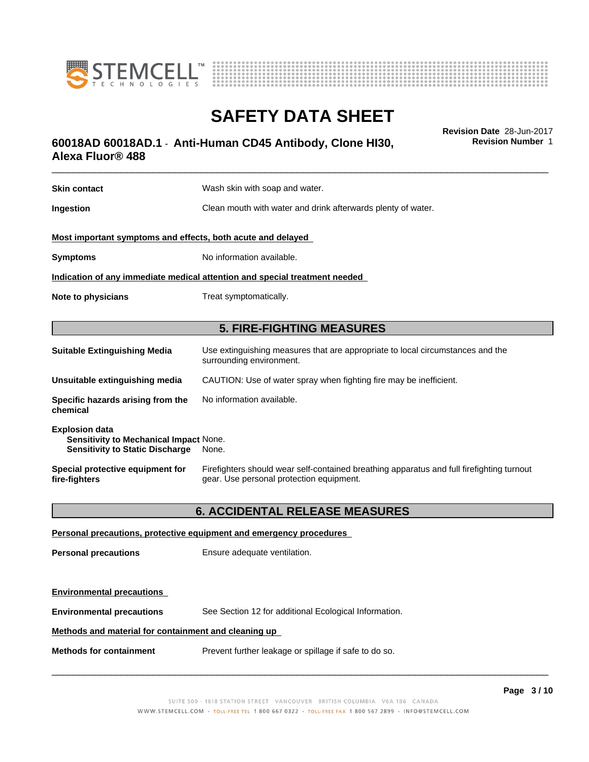| | |
|---|---|
| **Skin contact** | Wash skin with soap and water. |
| **Ingestion** | Clean mouth with water and drink afterwards plenty of water. |

**Most important symptoms and effects, both acute and delayed**

| | |
|---|---|
| **Symptoms** | No information available. |

**Indication of any immediate medical attention and special treatment needed**

| | |
|---|---|
| **Note to physicians** | Treat symptomatically. |

## 5. FIRE-FIGHTING MEASURES

| | |
|---|---|
| **Suitable Extinguishing Media** | Use extinguishing measures that are appropriate to local circumstances and the surrounding environment. |
| **Unsuitable extinguishing media** | CAUTION: Use of water spray when fighting fire may be inefficient. |
| **Specific hazards arising from the chemical** | No information available. |

**Explosion data**

| | |
|---|---|
| **Sensitivity to Mechanical Impact** | None. |
| **Sensitivity to Static Discharge** | None. |

| | |
|---|---|
| **Special protective equipment for fire-fighters** | Firefighters should wear self-contained breathing apparatus and full firefighting turnout gear. Use personal protection equipment. |

## 6. ACCIDENTAL RELEASE MEASURES

**Personal precautions, protective equipment and emergency procedures**

| | |
|---|---|
| **Personal precautions** | Ensure adequate ventilation. |

**Environmental precautions**

| | |
|---|---|
| **Environmental precautions** | See Section 12 for additional Ecological Information. |

**Methods and material for containment and cleaning up**

| | |
|---|---|
| **Methods for containment** | Prevent further leakage or spillage if safe to do so. |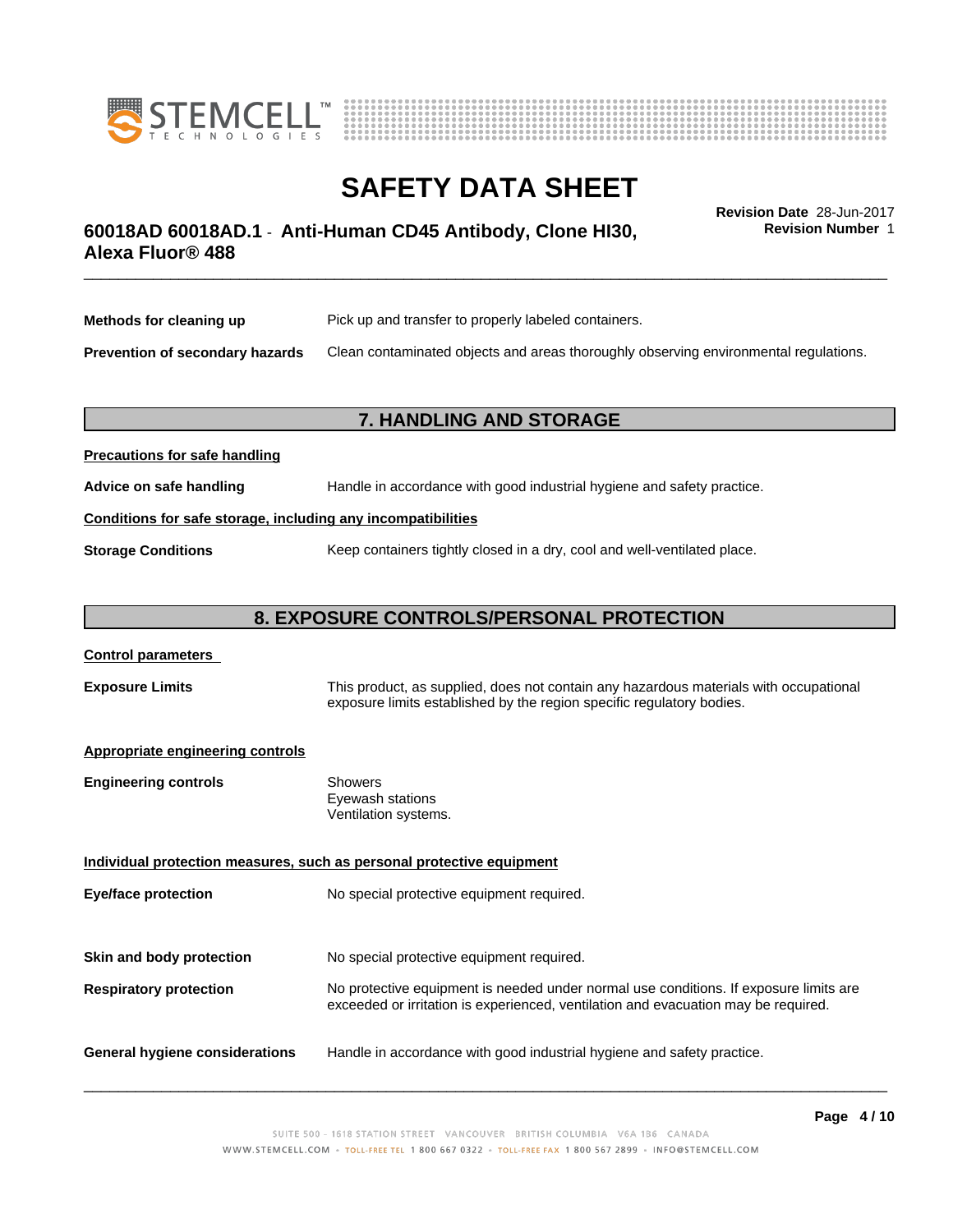**Methods for cleaning up** Pick up and transfer to properly labeled containers.

**Prevention of secondary hazards** Clean contaminated objects and areas thoroughly observing environmental regulations.

## 7. HANDLING AND STORAGE

**Precautions for safe handling**

**Advice on safe handling** Handle in accordance with good industrial hygiene and safety practice.

**Conditions for safe storage, including any incompatibilities**

**Storage Conditions** Keep containers tightly closed in a dry, cool and well-ventilated place.

## 8. EXPOSURE CONTROLS/PERSONAL PROTECTION

**Control parameters**

**Exposure Limits** This product, as supplied, does not contain any hazardous materials with occupational exposure limits established by the region specific regulatory bodies.

**Appropriate engineering controls**

**Engineering controls**
Showers
Eyewash stations
Ventilation systems.

**Individual protection measures, such as personal protective equipment**

**Eye/face protection** No special protective equipment required.

**Skin and body protection** No special protective equipment required.

**Respiratory protection** No protective equipment is needed under normal use conditions. If exposure limits are exceeded or irritation is experienced, ventilation and evacuation may be required.

**General hygiene considerations** Handle in accordance with good industrial hygiene and safety practice.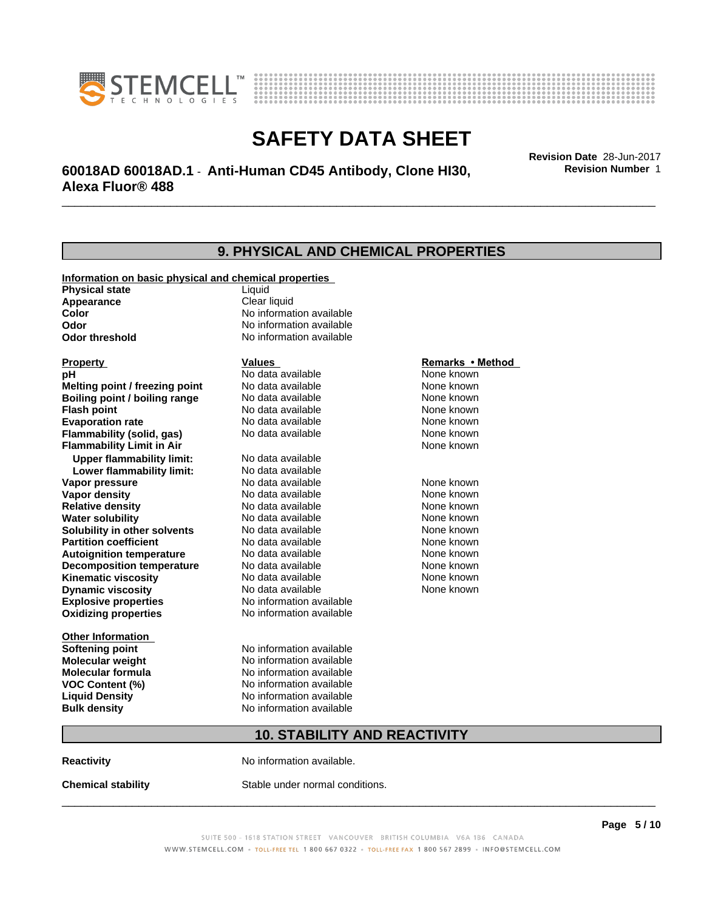## 9. PHYSICAL AND CHEMICAL PROPERTIES

**Information on basic physical and chemical properties**

| | |
|---|---|
| **Physical state** | Liquid |
| **Appearance** | Clear liquid |
| **Color** | No information available |
| **Odor** | No information available |
| **Odor threshold** | No information available |

| Property | Values | Remarks • Method |
|---|---|---|
| **pH** | No data available | None known |
| **Melting point / freezing point** | No data available | None known |
| **Boiling point / boiling range** | No data available | None known |
| **Flash point** | No data available | None known |
| **Evaporation rate** | No data available | None known |
| **Flammability (solid, gas)** | No data available | None known |
| **Flammability Limit in Air** | | None known |
| **Upper flammability limit:** | No data available | |
| **Lower flammability limit:** | No data available | |
| **Vapor pressure** | No data available | None known |
| **Vapor density** | No data available | None known |
| **Relative density** | No data available | None known |
| **Water solubility** | No data available | None known |
| **Solubility in other solvents** | No data available | None known |
| **Partition coefficient** | No data available | None known |
| **Autoignition temperature** | No data available | None known |
| **Decomposition temperature** | No data available | None known |
| **Kinematic viscosity** | No data available | None known |
| **Dynamic viscosity** | No data available | None known |
| **Explosive properties** | No information available | |
| **Oxidizing properties** | No information available | |

**Other Information**

| | |
|---|---|
| **Softening point** | No information available |
| **Molecular weight** | No information available |
| **Molecular formula** | No information available |
| **VOC Content (%)** | No information available |
| **Liquid Density** | No information available |
| **Bulk density** | No information available |

## 10. STABILITY AND REACTIVITY

**Reactivity** No information available.

**Chemical stability** Stable under normal conditions.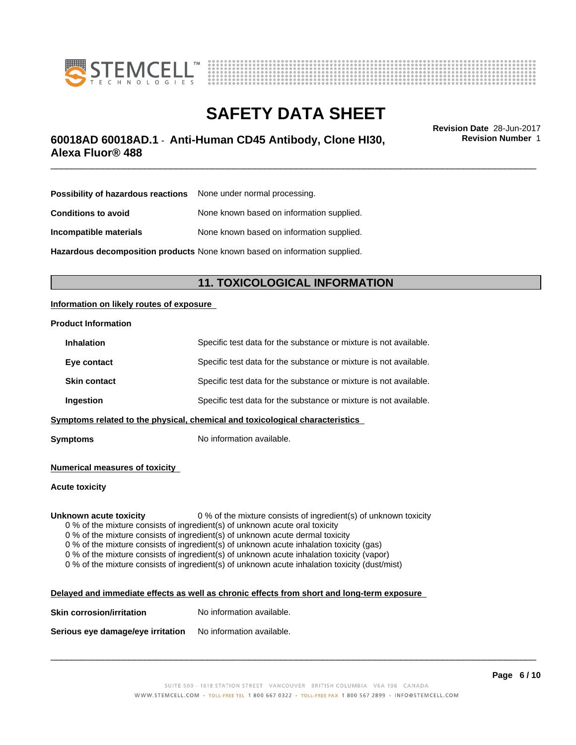| | |
|---|---|
| **Possibility of hazardous reactions** | None under normal processing. |
| **Conditions to avoid** | None known based on information supplied. |
| **Incompatible materials** | None known based on information supplied. |
| **Hazardous decomposition products** | None known based on information supplied. |

## 11. TOXICOLOGICAL INFORMATION

**Information on likely routes of exposure**

**Product Information**

| | |
|---|---|
| **Inhalation** | Specific test data for the substance or mixture is not available. |
| **Eye contact** | Specific test data for the substance or mixture is not available. |
| **Skin contact** | Specific test data for the substance or mixture is not available. |
| **Ingestion** | Specific test data for the substance or mixture is not available. |

**Symptoms related to the physical, chemical and toxicological characteristics**

**Symptoms** No information available.

**Numerical measures of toxicity**

**Acute toxicity**

**Unknown acute toxicity** 0 % of the mixture consists of ingredient(s) of unknown toxicity

0 % of the mixture consists of ingredient(s) of unknown acute oral toxicity
0 % of the mixture consists of ingredient(s) of unknown acute dermal toxicity
0 % of the mixture consists of ingredient(s) of unknown acute inhalation toxicity (gas)
0 % of the mixture consists of ingredient(s) of unknown acute inhalation toxicity (vapor)
0 % of the mixture consists of ingredient(s) of unknown acute inhalation toxicity (dust/mist)

**Delayed and immediate effects as well as chronic effects from short and long-term exposure**

| | |
|---|---|
| **Skin corrosion/irritation** | No information available. |
| **Serious eye damage/eye irritation** | No information available. |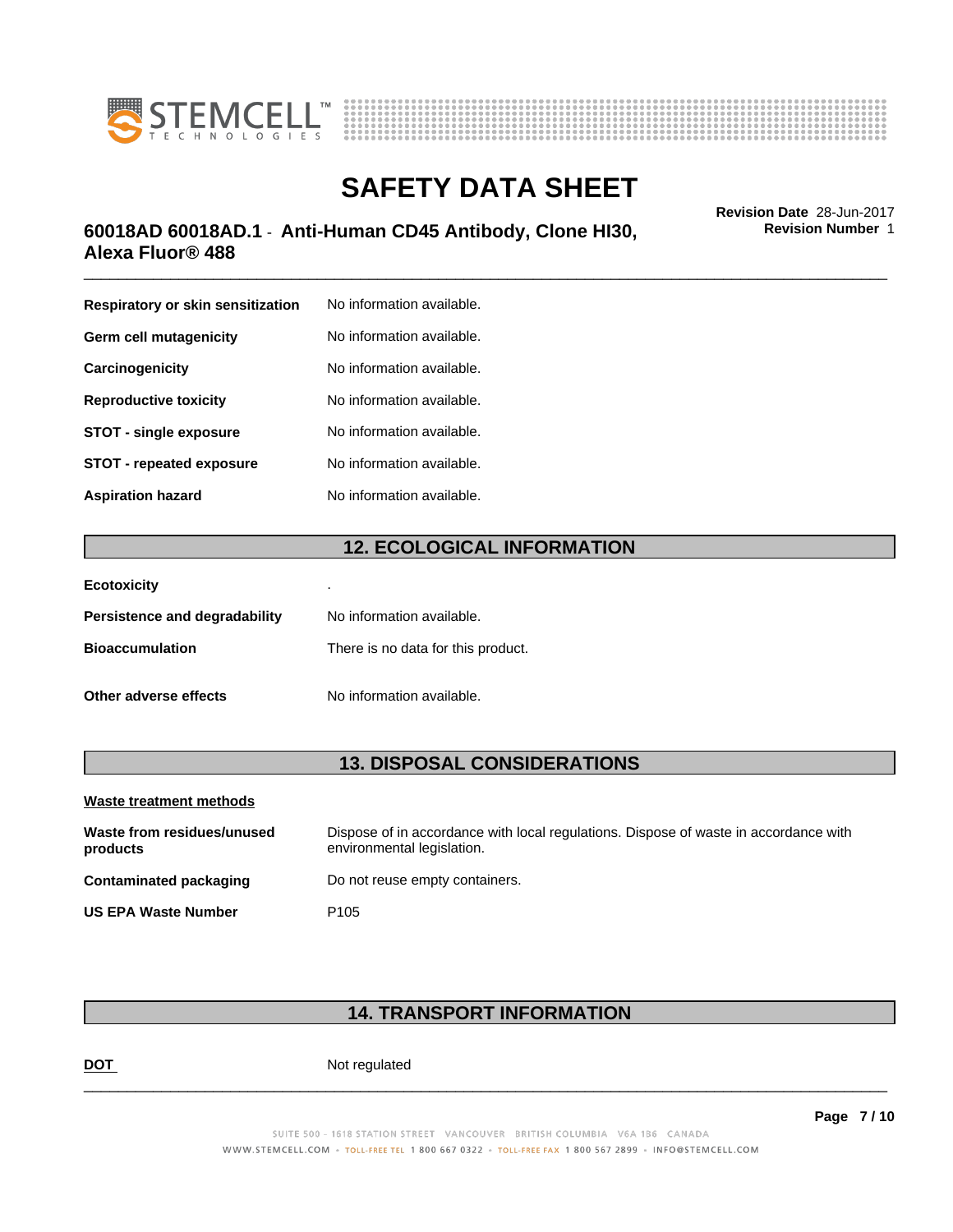| | |
|---|---|
| **Respiratory or skin sensitization** | No information available. |
| **Germ cell mutagenicity** | No information available. |
| **Carcinogenicity** | No information available. |
| **Reproductive toxicity** | No information available. |
| **STOT - single exposure** | No information available. |
| **STOT - repeated exposure** | No information available. |
| **Aspiration hazard** | No information available. |

## 12. ECOLOGICAL INFORMATION

| | |
|---|---|
| **Ecotoxicity** | . |
| **Persistence and degradability** | No information available. |
| **Bioaccumulation** | There is no data for this product. |
| **Other adverse effects** | No information available. |

## 13. DISPOSAL CONSIDERATIONS

**Waste treatment methods**

| | |
|---|---|
| **Waste from residues/unused products** | Dispose of in accordance with local regulations. Dispose of waste in accordance with environmental legislation. |
| **Contaminated packaging** | Do not reuse empty containers. |
| **US EPA Waste Number** | P105 |

## 14. TRANSPORT INFORMATION

| | |
|---|---|
| **DOT** | Not regulated |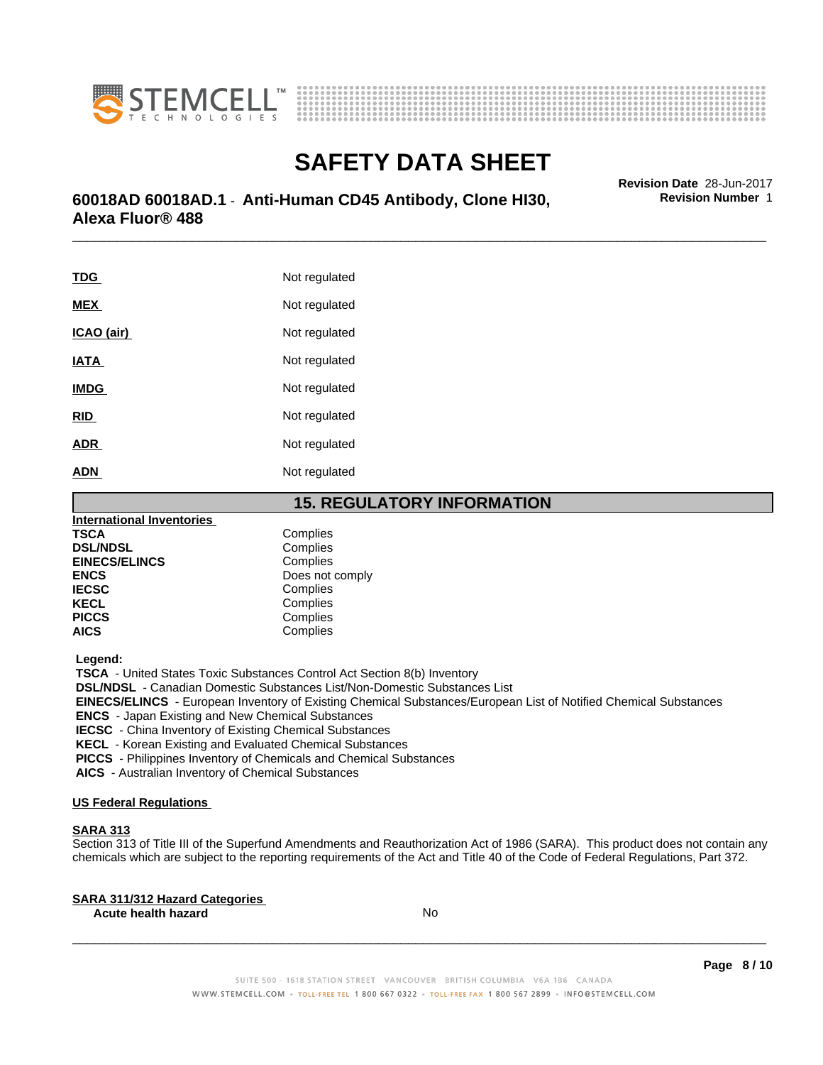| | |
|---|---|
| **TDG** | Not regulated |
| **MEX** | Not regulated |
| **ICAO (air)** | Not regulated |
| **IATA** | Not regulated |
| **IMDG** | Not regulated |
| **RID** | Not regulated |
| **ADR** | Not regulated |
| **ADN** | Not regulated |

## 15. REGULATORY INFORMATION

**International Inventories**

| | |
|---|---|
| **TSCA** | Complies |
| **DSL/NDSL** | Complies |
| **EINECS/ELINCS** | Complies |
| **ENCS** | Does not comply |
| **IECSC** | Complies |
| **KECL** | Complies |
| **PICCS** | Complies |
| **AICS** | Complies |

**Legend:**

**TSCA** - United States Toxic Substances Control Act Section 8(b) Inventory
**DSL/NDSL** - Canadian Domestic Substances List/Non-Domestic Substances List
**EINECS/ELINCS** - European Inventory of Existing Chemical Substances/European List of Notified Chemical Substances
**ENCS** - Japan Existing and New Chemical Substances
**IECSC** - China Inventory of Existing Chemical Substances
**KECL** - Korean Existing and Evaluated Chemical Substances
**PICCS** - Philippines Inventory of Chemicals and Chemical Substances
**AICS** - Australian Inventory of Chemical Substances

**US Federal Regulations**

**SARA 313**

Section 313 of Title III of the Superfund Amendments and Reauthorization Act of 1986 (SARA). This product does not contain any chemicals which are subject to the reporting requirements of the Act and Title 40 of the Code of Federal Regulations, Part 372.

**SARA 311/312 Hazard Categories**

| | |
|---|---|
| **Acute health hazard** | No |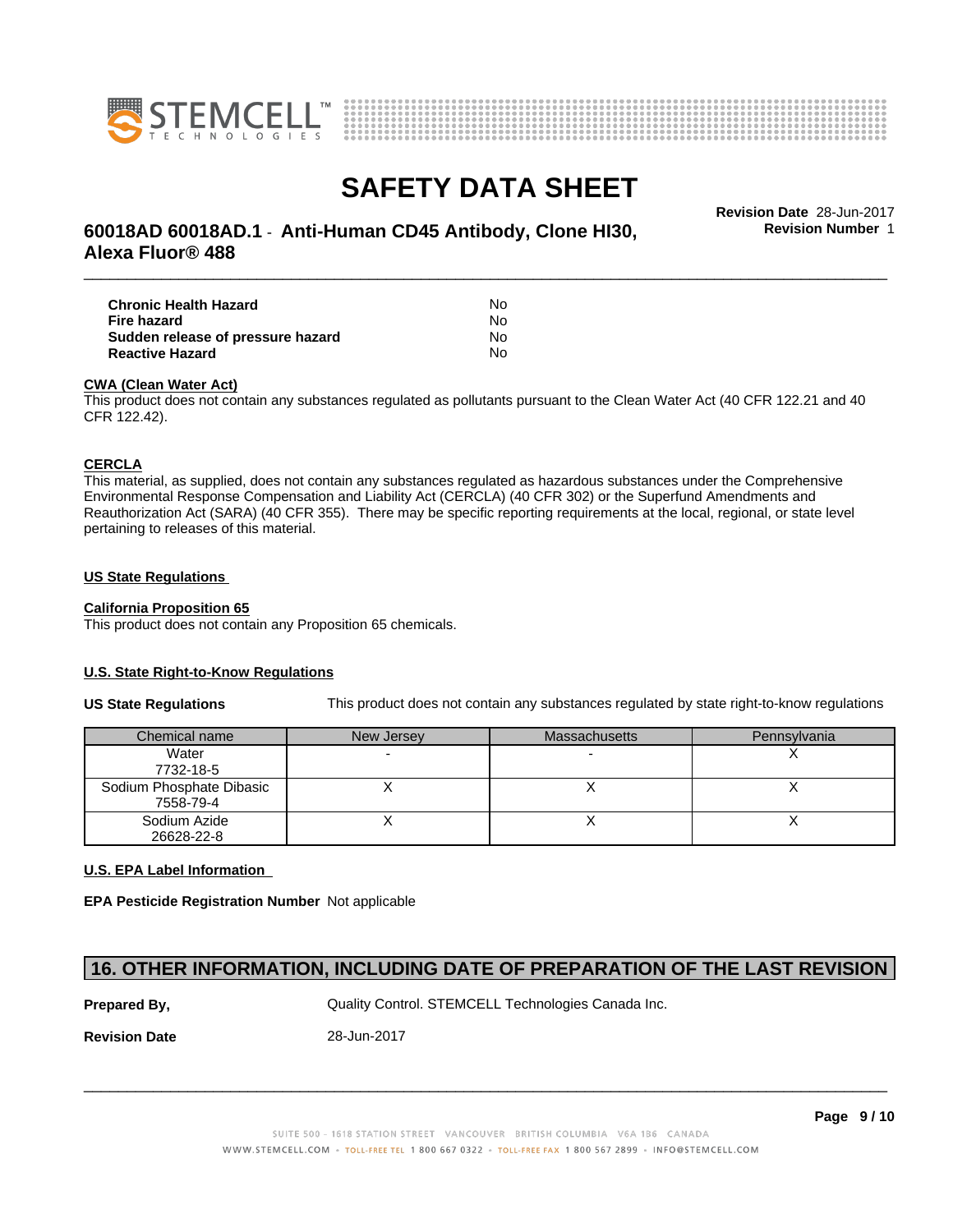| Chronic Health Hazard | No |
|---|---|
| Fire hazard | No |
| Sudden release of pressure hazard | No |
| Reactive Hazard | No |

**CWA (Clean Water Act)**

This product does not contain any substances regulated as pollutants pursuant to the Clean Water Act (40 CFR 122.21 and 40 CFR 122.42).

**CERCLA**

This material, as supplied, does not contain any substances regulated as hazardous substances under the Comprehensive Environmental Response Compensation and Liability Act (CERCLA) (40 CFR 302) or the Superfund Amendments and Reauthorization Act (SARA) (40 CFR 355). There may be specific reporting requirements at the local, regional, or state level pertaining to releases of this material.

**US State Regulations**

**California Proposition 65**

This product does not contain any Proposition 65 chemicals.

**U.S. State Right-to-Know Regulations**

**US State Regulations** This product does not contain any substances regulated by state right-to-know regulations

| Chemical name | New Jersey | Massachusetts | Pennsylvania |
|---|---|---|---|
| Water<br>7732-18-5 | - | - | X |
| Sodium Phosphate Dibasic<br>7558-79-4 | X | X | X |
| Sodium Azide<br>26628-22-8 | X | X | X |

**U.S. EPA Label Information**

**EPA Pesticide Registration Number** Not applicable

## 16. OTHER INFORMATION, INCLUDING DATE OF PREPARATION OF THE LAST REVISION

**Prepared By,** Quality Control. STEMCELL Technologies Canada Inc.

**Revision Date** 28-Jun-2017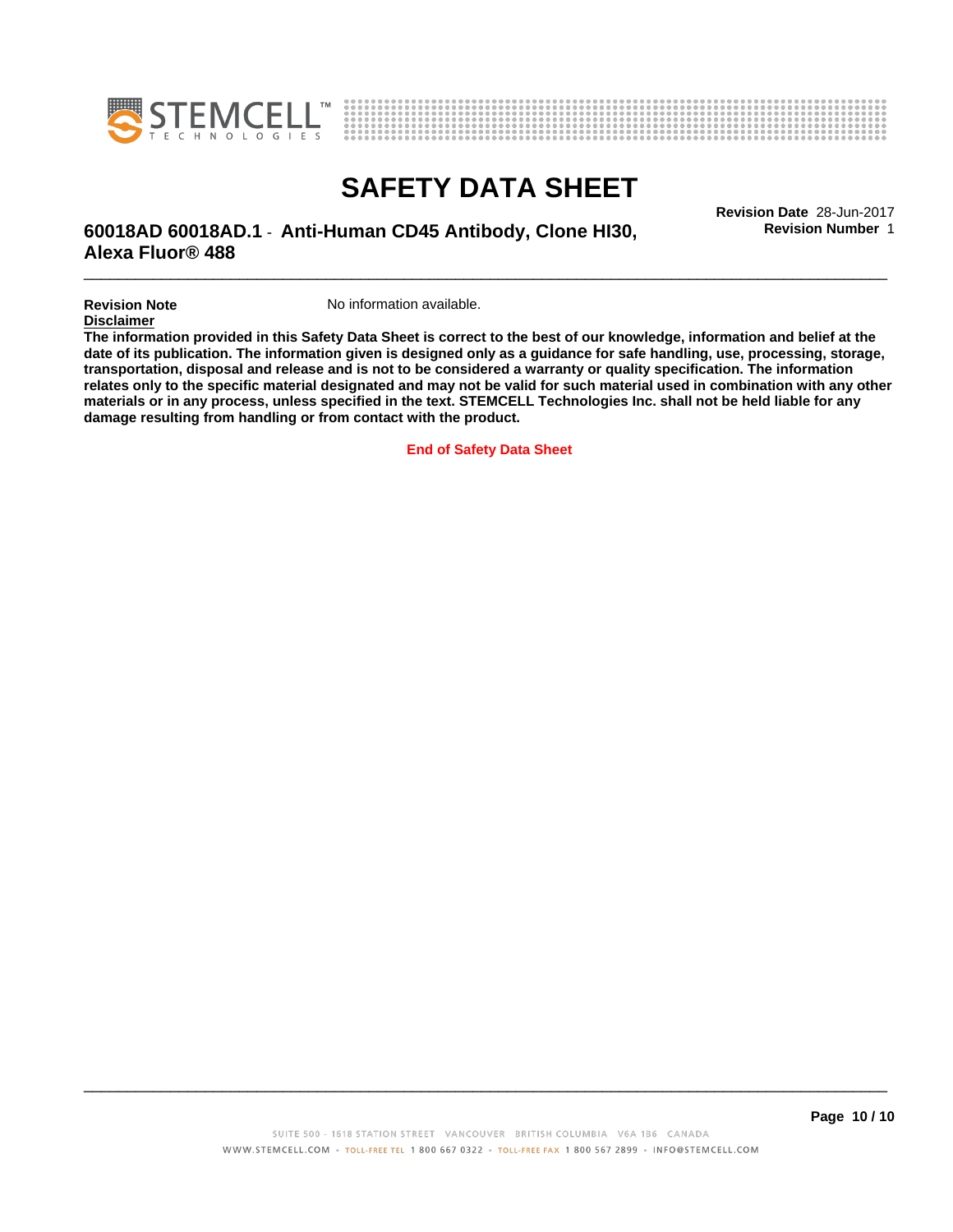**Revision Note** No information available.

**Disclaimer**

**The information provided in this Safety Data Sheet is correct to the best of our knowledge, information and belief at the date of its publication. The information given is designed only as a guidance for safe handling, use, processing, storage, transportation, disposal and release and is not to be considered a warranty or quality specification. The information relates only to the specific material designated and may not be valid for such material used in combination with any other materials or in any process, unless specified in the text. STEMCELL Technologies Inc. shall not be held liable for any damage resulting from handling or from contact with the product.**

**End of Safety Data Sheet**